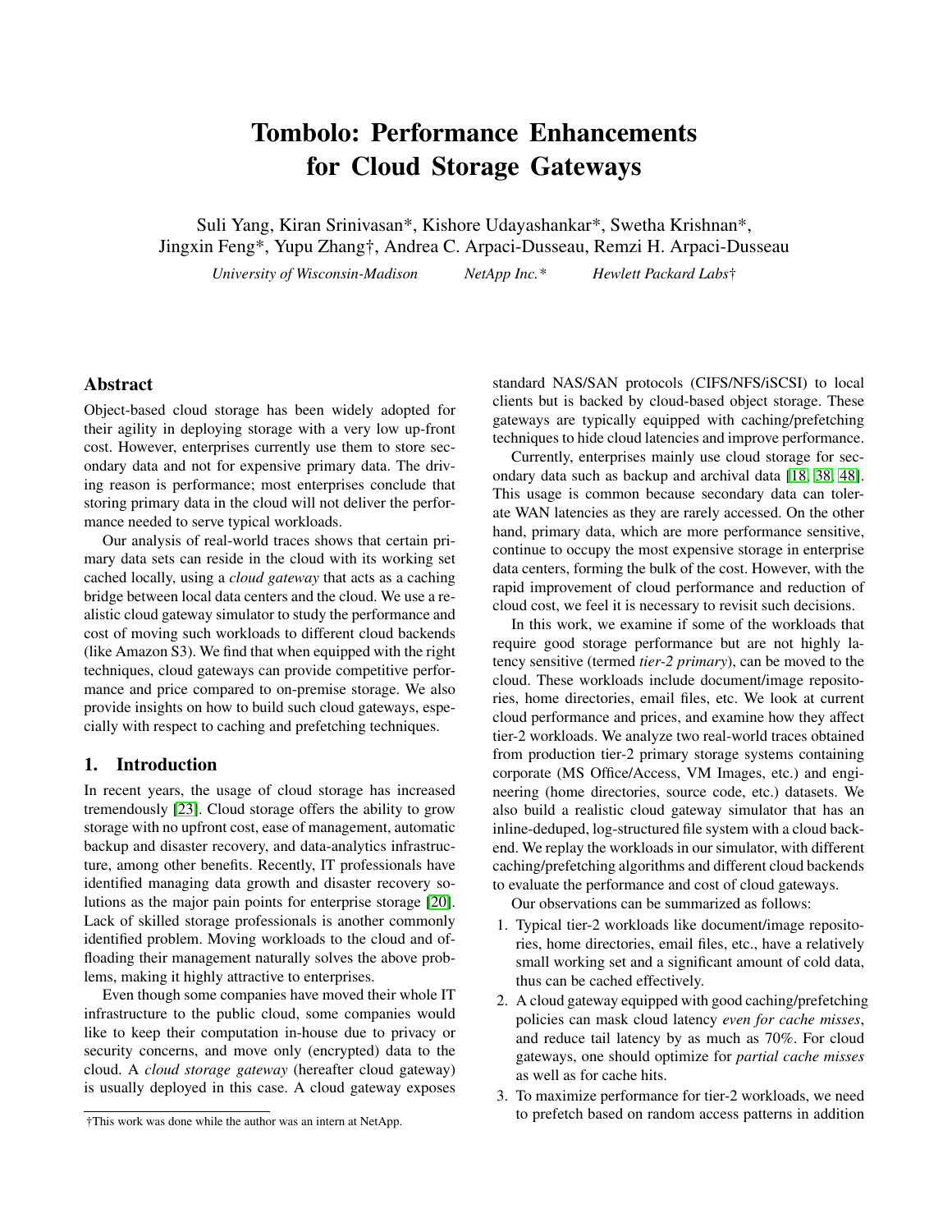# Tombolo: Performance Enhancements for Cloud Storage Gateways

Suli Yang, Kiran Srinivasan*, Kishore Udayashankar*, Swetha Krishnan*, Jingxin Feng*, Yupu Zhang†, Andrea C. Arpaci-Dusseau, Remzi H. Arpaci-Dusseau

*University of Wisconsin-Madison* *NetApp Inc.** *Hewlett Packard Labs†*

## Abstract

Object-based cloud storage has been widely adopted for their agility in deploying storage with a very low up-front cost. However, enterprises currently use them to store secondary data and not for expensive primary data. The driving reason is performance; most enterprises conclude that storing primary data in the cloud will not deliver the performance needed to serve typical workloads.

Our analysis of real-world traces shows that certain primary data sets can reside in the cloud with its working set cached locally, using a *cloud gateway* that acts as a caching bridge between local data centers and the cloud. We use a realistic cloud gateway simulator to study the performance and cost of moving such workloads to different cloud backends (like Amazon S3). We find that when equipped with the right techniques, cloud gateways can provide competitive performance and price compared to on-premise storage. We also provide insights on how to build such cloud gateways, especially with respect to caching and prefetching techniques.

## 1. Introduction

In recent years, the usage of cloud storage has increased tremendously [23]. Cloud storage offers the ability to grow storage with no upfront cost, ease of management, automatic backup and disaster recovery, and data-analytics infrastructure, among other benefits. Recently, IT professionals have identified managing data growth and disaster recovery solutions as the major pain points for enterprise storage [20]. Lack of skilled storage professionals is another commonly identified problem. Moving workloads to the cloud and offloading their management naturally solves the above problems, making it highly attractive to enterprises.

Even though some companies have moved their whole IT infrastructure to the public cloud, some companies would like to keep their computation in-house due to privacy or security concerns, and move only (encrypted) data to the cloud. A *cloud storage gateway* (hereafter cloud gateway) is usually deployed in this case. A cloud gateway exposes standard NAS/SAN protocols (CIFS/NFS/iSCSI) to local clients but is backed by cloud-based object storage. These gateways are typically equipped with caching/prefetching techniques to hide cloud latencies and improve performance.

Currently, enterprises mainly use cloud storage for secondary data such as backup and archival data [18, 38, 48]. This usage is common because secondary data can tolerate WAN latencies as they are rarely accessed. On the other hand, primary data, which are more performance sensitive, continue to occupy the most expensive storage in enterprise data centers, forming the bulk of the cost. However, with the rapid improvement of cloud performance and reduction of cloud cost, we feel it is necessary to revisit such decisions.

In this work, we examine if some of the workloads that require good storage performance but are not highly latency sensitive (termed *tier-2 primary*), can be moved to the cloud. These workloads include document/image repositories, home directories, email files, etc. We look at current cloud performance and prices, and examine how they affect tier-2 workloads. We analyze two real-world traces obtained from production tier-2 primary storage systems containing corporate (MS Office/Access, VM Images, etc.) and engineering (home directories, source code, etc.) datasets. We also build a realistic cloud gateway simulator that has an inline-deduped, log-structured file system with a cloud backend. We replay the workloads in our simulator, with different caching/prefetching algorithms and different cloud backends to evaluate the performance and cost of cloud gateways.

Our observations can be summarized as follows:

1. Typical tier-2 workloads like document/image repositories, home directories, email files, etc., have a relatively small working set and a significant amount of cold data, thus can be cached effectively.
2. A cloud gateway equipped with good caching/prefetching policies can mask cloud latency *even for cache misses*, and reduce tail latency by as much as 70%. For cloud gateways, one should optimize for *partial cache misses* as well as for cache hits.
3. To maximize performance for tier-2 workloads, we need to prefetch based on random access patterns in addition

†This work was done while the author was an intern at NetApp.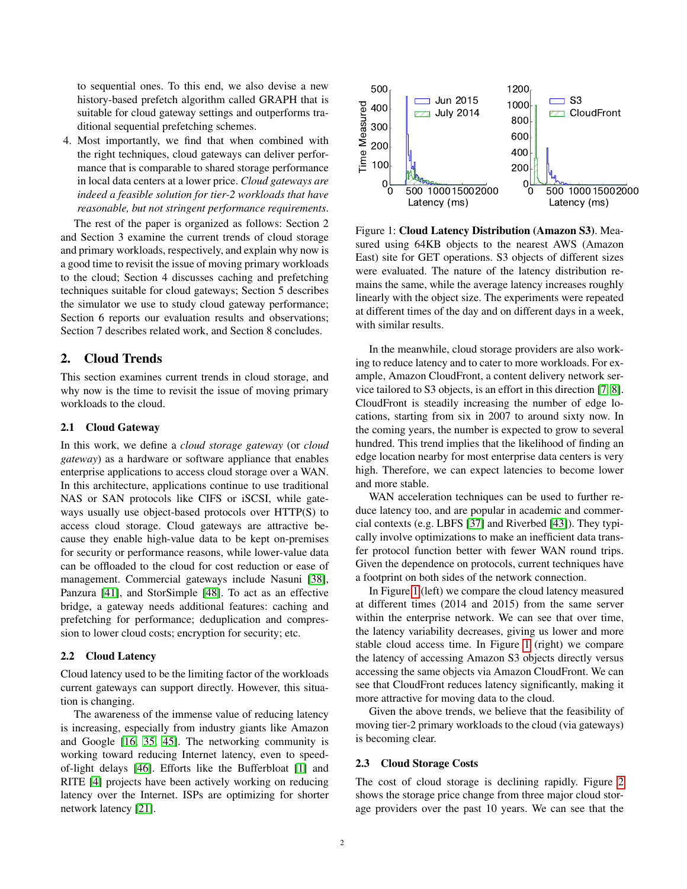to sequential ones. To this end, we also devise a new history-based prefetch algorithm called GRAPH that is suitable for cloud gateway settings and outperforms traditional sequential prefetching schemes.

4. Most importantly, we find that when combined with the right techniques, cloud gateways can deliver performance that is comparable to shared storage performance in local data centers at a lower price. *Cloud gateways are indeed a feasible solution for tier-2 workloads that have reasonable, but not stringent performance requirements.*

The rest of the paper is organized as follows: Section 2 and Section 3 examine the current trends of cloud storage and primary workloads, respectively, and explain why now is a good time to revisit the issue of moving primary workloads to the cloud; Section 4 discusses caching and prefetching techniques suitable for cloud gateways; Section 5 describes the simulator we use to study cloud gateway performance; Section 6 reports our evaluation results and observations; Section 7 describes related work, and Section 8 concludes.

## 2. Cloud Trends

This section examines current trends in cloud storage, and why now is the time to revisit the issue of moving primary workloads to the cloud.

### 2.1 Cloud Gateway

In this work, we define a *cloud storage gateway* (or *cloud gateway*) as a hardware or software appliance that enables enterprise applications to access cloud storage over a WAN. In this architecture, applications continue to use traditional NAS or SAN protocols like CIFS or iSCSI, while gateways usually use object-based protocols over HTTP(S) to access cloud storage. Cloud gateways are attractive because they enable high-value data to be kept on-premises for security or performance reasons, while lower-value data can be offloaded to the cloud for cost reduction or ease of management. Commercial gateways include Nasuni [38], Panzura [41], and StorSimple [48]. To act as an effective bridge, a gateway needs additional features: caching and prefetching for performance; deduplication and compression to lower cloud costs; encryption for security; etc.

### 2.2 Cloud Latency

Cloud latency used to be the limiting factor of the workloads current gateways can support directly. However, this situation is changing.

The awareness of the immense value of reducing latency is increasing, especially from industry giants like Amazon and Google [16, 35, 45]. The networking community is working toward reducing Internet latency, even to speed-of-light delays [46]. Efforts like the Bufferbloat [1] and RITE [4] projects have been actively working on reducing latency over the Internet. ISPs are optimizing for shorter network latency [21].

Figure 1: **Cloud Latency Distribution (Amazon S3)**. Measured using 64KB objects to the nearest AWS (Amazon East) site for GET operations. S3 objects of different sizes were evaluated. The nature of the latency distribution remains the same, while the average latency increases roughly linearly with the object size. The experiments were repeated at different times of the day and on different days in a week, with similar results.

In the meanwhile, cloud storage providers are also working to reduce latency and to cater to more workloads. For example, Amazon CloudFront, a content delivery network service tailored to S3 objects, is an effort in this direction [7, 8]. CloudFront is steadily increasing the number of edge locations, starting from six in 2007 to around sixty now. In the coming years, the number is expected to grow to several hundred. This trend implies that the likelihood of finding an edge location nearby for most enterprise data centers is very high. Therefore, we can expect latencies to become lower and more stable.

WAN acceleration techniques can be used to further reduce latency too, and are popular in academic and commercial contexts (e.g. LBFS [37] and Riverbed [43]). They typically involve optimizations to make an inefficient data transfer protocol function better with fewer WAN round trips. Given the dependence on protocols, current techniques have a footprint on both sides of the network connection.

In Figure 1 (left) we compare the cloud latency measured at different times (2014 and 2015) from the same server within the enterprise network. We can see that over time, the latency variability decreases, giving us lower and more stable cloud access time. In Figure 1 (right) we compare the latency of accessing Amazon S3 objects directly versus accessing the same objects via Amazon CloudFront. We can see that CloudFront reduces latency significantly, making it more attractive for moving data to the cloud.

Given the above trends, we believe that the feasibility of moving tier-2 primary workloads to the cloud (via gateways) is becoming clear.

### 2.3 Cloud Storage Costs

The cost of cloud storage is declining rapidly. Figure 2 shows the storage price change from three major cloud storage providers over the past 10 years. We can see that the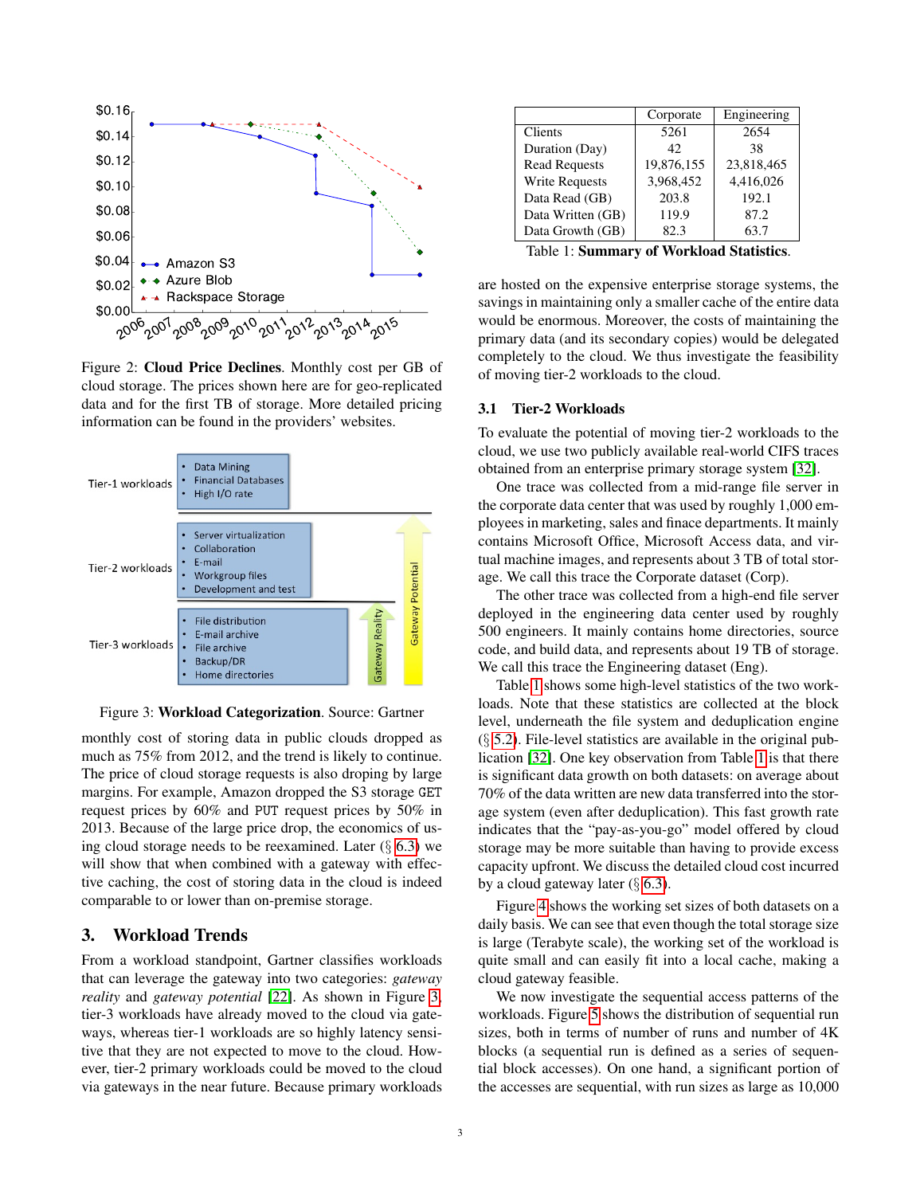Figure 2: **Cloud Price Declines**. Monthly cost per GB of cloud storage. The prices shown here are for geo-replicated data and for the first TB of storage. More detailed pricing information can be found in the providers' websites.

Figure 3: **Workload Categorization**. Source: Gartner

monthly cost of storing data in public clouds dropped as much as 75% from 2012, and the trend is likely to continue. The price of cloud storage requests is also droping by large margins. For example, Amazon dropped the S3 storage GET request prices by 60% and PUT request prices by 50% in 2013. Because of the large price drop, the economics of using cloud storage needs to be reexamined. Later (§ 6.3) we will show that when combined with a gateway with effective caching, the cost of storing data in the cloud is indeed comparable to or lower than on-premise storage.

## 3. Workload Trends

From a workload standpoint, Gartner classifies workloads that can leverage the gateway into two categories: *gateway reality* and *gateway potential* [22]. As shown in Figure 3, tier-3 workloads have already moved to the cloud via gateways, whereas tier-1 workloads are so highly latency sensitive that they are not expected to move to the cloud. However, tier-2 primary workloads could be moved to the cloud via gateways in the near future. Because primary workloads are hosted on the expensive enterprise storage systems, the savings in maintaining only a smaller cache of the entire data would be enormous. Moreover, the costs of maintaining the primary data (and its secondary copies) would be delegated completely to the cloud. We thus investigate the feasibility of moving tier-2 workloads to the cloud.

| | Corporate | Engineering |
|---|---|---|
| Clients | 5261 | 2654 |
| Duration (Day) | 42 | 38 |
| Read Requests | 19,876,155 | 23,818,465 |
| Write Requests | 3,968,452 | 4,416,026 |
| Data Read (GB) | 203.8 | 192.1 |
| Data Written (GB) | 119.9 | 87.2 |
| Data Growth (GB) | 82.3 | 63.7 |

Table 1: **Summary of Workload Statistics**.

### 3.1 Tier-2 Workloads

To evaluate the potential of moving tier-2 workloads to the cloud, we use two publicly available real-world CIFS traces obtained from an enterprise primary storage system [32].

One trace was collected from a mid-range file server in the corporate data center that was used by roughly 1,000 employees in marketing, sales and finace departments. It mainly contains Microsoft Office, Microsoft Access data, and virtual machine images, and represents about 3 TB of total storage. We call this trace the Corporate dataset (Corp).

The other trace was collected from a high-end file server deployed in the engineering data center used by roughly 500 engineers. It mainly contains home directories, source code, and build data, and represents about 19 TB of storage. We call this trace the Engineering dataset (Eng).

Table 1 shows some high-level statistics of the two workloads. Note that these statistics are collected at the block level, underneath the file system and deduplication engine (§ 5.2). File-level statistics are available in the original publication [32]. One key observation from Table 1 is that there is significant data growth on both datasets: on average about 70% of the data written are new data transferred into the storage system (even after deduplication). This fast growth rate indicates that the "pay-as-you-go" model offered by cloud storage may be more suitable than having to provide excess capacity upfront. We discuss the detailed cloud cost incurred by a cloud gateway later (§ 6.3).

Figure 4 shows the working set sizes of both datasets on a daily basis. We can see that even though the total storage size is large (Terabyte scale), the working set of the workload is quite small and can easily fit into a local cache, making a cloud gateway feasible.

We now investigate the sequential access patterns of the workloads. Figure 5 shows the distribution of sequential run sizes, both in terms of number of runs and number of 4K blocks (a sequential run is defined as a series of sequential block accesses). On one hand, a significant portion of the accesses are sequential, with run sizes as large as 10,000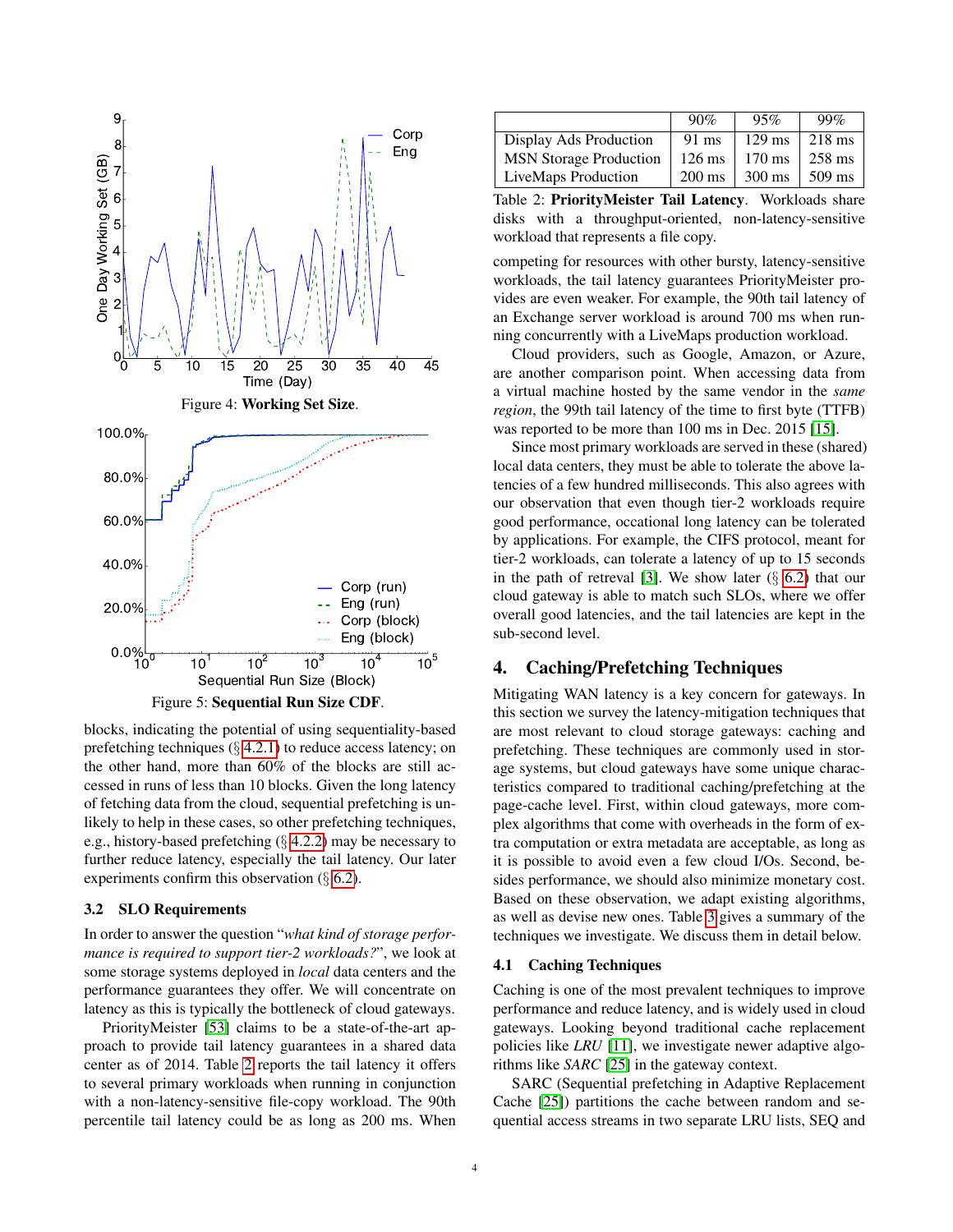Figure 4: **Working Set Size**.

Figure 5: **Sequential Run Size CDF**.

blocks, indicating the potential of using sequentiality-based prefetching techniques (§ 4.2.1) to reduce access latency; on the other hand, more than 60% of the blocks are still accessed in runs of less than 10 blocks. Given the long latency of fetching data from the cloud, sequential prefetching is unlikely to help in these cases, so other prefetching techniques, e.g., history-based prefetching (§ 4.2.2) may be necessary to further reduce latency, especially the tail latency. Our later experiments confirm this observation (§ 6.2).

### 3.2 SLO Requirements

In order to answer the question "*what kind of storage performance is required to support tier-2 workloads?*", we look at some storage systems deployed in *local* data centers and the performance guarantees they offer. We will concentrate on latency as this is typically the bottleneck of cloud gateways.

PriorityMeister [53] claims to be a state-of-the-art approach to provide tail latency guarantees in a shared data center as of 2014. Table 2 reports the tail latency it offers to several primary workloads when running in conjunction with a non-latency-sensitive file-copy workload. The 90th percentile tail latency could be as long as 200 ms. When competing for resources with other bursty, latency-sensitive workloads, the tail latency guarantees PriorityMeister provides are even weaker. For example, the 90th tail latency of an Exchange server workload is around 700 ms when running concurrently with a LiveMaps production workload.

| | 90% | 95% | 99% |
|---|---|---|---|
| Display Ads Production | 91 ms | 129 ms | 218 ms |
| MSN Storage Production | 126 ms | 170 ms | 258 ms |
| LiveMaps Production | 200 ms | 300 ms | 509 ms |

Table 2: **PriorityMeister Tail Latency**. Workloads share disks with a throughput-oriented, non-latency-sensitive workload that represents a file copy.

Cloud providers, such as Google, Amazon, or Azure, are another comparison point. When accessing data from a virtual machine hosted by the same vendor in the *same region*, the 99th tail latency of the time to first byte (TTFB) was reported to be more than 100 ms in Dec. 2015 [15].

Since most primary workloads are served in these (shared) local data centers, they must be able to tolerate the above latencies of a few hundred milliseconds. This also agrees with our observation that even though tier-2 workloads require good performance, occasional long latency can be tolerated by applications. For example, the CIFS protocol, meant for tier-2 workloads, can tolerate a latency of up to 15 seconds in the path of retreval [3]. We show later (§ 6.2) that our cloud gateway is able to match such SLOs, where we offer overall good latencies, and the tail latencies are kept in the sub-second level.

## 4. Caching/Prefetching Techniques

Mitigating WAN latency is a key concern for gateways. In this section we survey the latency-mitigation techniques that are most relevant to cloud storage gateways: caching and prefetching. These techniques are commonly used in storage systems, but cloud gateways have some unique characteristics compared to traditional caching/prefetching at the page-cache level. First, within cloud gateways, more complex algorithms that come with overheads in the form of extra computation or extra metadata are acceptable, as long as it is possible to avoid even a few cloud I/Os. Second, besides performance, we should also minimize monetary cost. Based on these observation, we adapt existing algorithms, as well as devise new ones. Table 3 gives a summary of the techniques we investigate. We discuss them in detail below.

### 4.1 Caching Techniques

Caching is one of the most prevalent techniques to improve performance and reduce latency, and is widely used in cloud gateways. Looking beyond traditional cache replacement policies like *LRU* [11], we investigate newer adaptive algorithms like *SARC* [25] in the gateway context.

SARC (Sequential prefetching in Adaptive Replacement Cache [25]) partitions the cache between random and sequential access streams in two separate LRU lists, SEQ and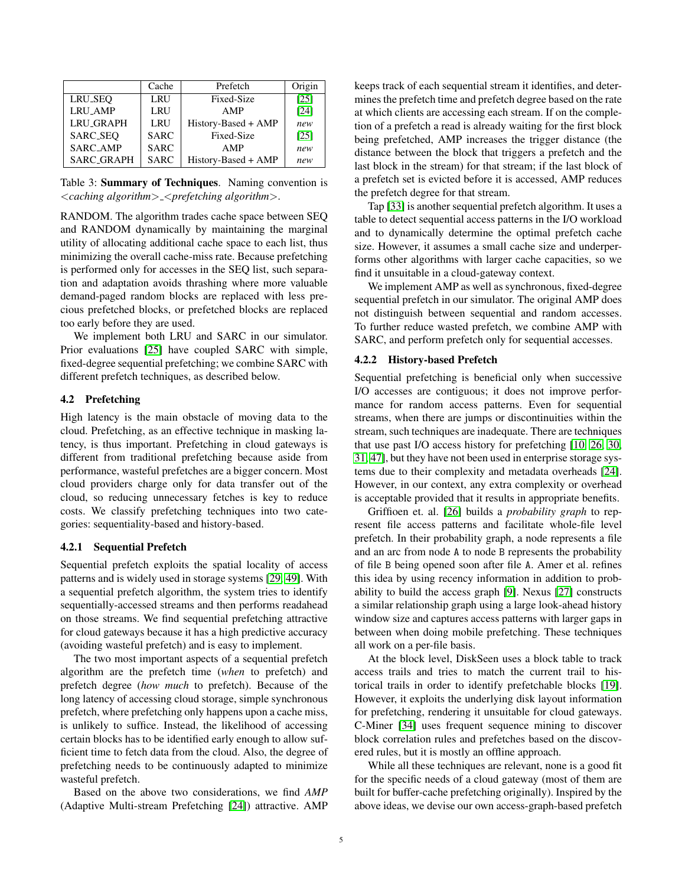|  | Cache | Prefetch | Origin |
|---|---|---|---|
| LRU_SEQ | LRU | Fixed-Size | [25] |
| LRU_AMP | LRU | AMP | [24] |
| LRU_GRAPH | LRU | History-Based + AMP | *new* |
| SARC_SEQ | SARC | Fixed-Size | [25] |
| SARC_AMP | SARC | AMP | *new* |
| SARC_GRAPH | SARC | History-Based + AMP | *new* |

Table 3: **Summary of Techniques**. Naming convention is *<caching algorithm>_<prefetching algorithm>*.

RANDOM. The algorithm trades cache space between SEQ and RANDOM dynamically by maintaining the marginal utility of allocating additional cache space to each list, thus minimizing the overall cache-miss rate. Because prefetching is performed only for accesses in the SEQ list, such separation and adaptation avoids thrashing where more valuable demand-paged random blocks are replaced with less precious prefetched blocks, or prefetched blocks are replaced too early before they are used.

We implement both LRU and SARC in our simulator. Prior evaluations [25] have coupled SARC with simple, fixed-degree sequential prefetching; we combine SARC with different prefetch techniques, as described below.

### 4.2 Prefetching

High latency is the main obstacle of moving data to the cloud. Prefetching, as an effective technique in masking latency, is thus important. Prefetching in cloud gateways is different from traditional prefetching because aside from performance, wasteful prefetches are a bigger concern. Most cloud providers charge only for data transfer out of the cloud, so reducing unnecessary fetches is key to reduce costs. We classify prefetching techniques into two categories: sequentiality-based and history-based.

#### 4.2.1 Sequential Prefetch

Sequential prefetch exploits the spatial locality of access patterns and is widely used in storage systems [29, 49]. With a sequential prefetch algorithm, the system tries to identify sequentially-accessed streams and then performs readahead on those streams. We find sequential prefetching attractive for cloud gateways because it has a high predictive accuracy (avoiding wasteful prefetch) and is easy to implement.

The two most important aspects of a sequential prefetch algorithm are the prefetch time (*when* to prefetch) and prefetch degree (*how much* to prefetch). Because of the long latency of accessing cloud storage, simple synchronous prefetch, where prefetching only happens upon a cache miss, is unlikely to suffice. Instead, the likelihood of accessing certain blocks has to be identified early enough to allow sufficient time to fetch data from the cloud. Also, the degree of prefetching needs to be continuously adapted to minimize wasteful prefetch.

Based on the above two considerations, we find *AMP* (Adaptive Multi-stream Prefetching [24]) attractive. AMP keeps track of each sequential stream it identifies, and determines the prefetch time and prefetch degree based on the rate at which clients are accessing each stream. If on the completion of a prefetch a read is already waiting for the first block being prefetched, AMP increases the trigger distance (the distance between the block that triggers a prefetch and the last block in the stream) for that stream; if the last block of a prefetch set is evicted before it is accessed, AMP reduces the prefetch degree for that stream.

Tap [33] is another sequential prefetch algorithm. It uses a table to detect sequential access patterns in the I/O workload and to dynamically determine the optimal prefetch cache size. However, it assumes a small cache size and underperforms other algorithms with larger cache capacities, so we find it unsuitable in a cloud-gateway context.

We implement AMP as well as synchronous, fixed-degree sequential prefetch in our simulator. The original AMP does not distinguish between sequential and random accesses. To further reduce wasted prefetch, we combine AMP with SARC, and perform prefetch only for sequential accesses.

#### 4.2.2 History-based Prefetch

Sequential prefetching is beneficial only when successive I/O accesses are contiguous; it does not improve performance for random access patterns. Even for sequential streams, when there are jumps or discontinuities within the stream, such techniques are inadequate. There are techniques that use past I/O access history for prefetching [10, 26, 30, 31, 47], but they have not been used in enterprise storage systems due to their complexity and metadata overheads [24]. However, in our context, any extra complexity or overhead is acceptable provided that it results in appropriate benefits.

Griffioen et. al. [26] builds a *probability graph* to represent file access patterns and facilitate whole-file level prefetch. In their probability graph, a node represents a file and an arc from node A to node B represents the probability of file B being opened soon after file A. Amer et al. refines this idea by using recency information in addition to probability to build the access graph [9]. Nexus [27] constructs a similar relationship graph using a large look-ahead history window size and captures access patterns with larger gaps in between when doing mobile prefetching. These techniques all work on a per-file basis.

At the block level, DiskSeen uses a block table to track access trails and tries to match the current trail to historical trails in order to identify prefetchable blocks [19]. However, it exploits the underlying disk layout information for prefetching, rendering it unsuitable for cloud gateways. C-Miner [34] uses frequent sequence mining to discover block correlation rules and prefetches based on the discovered rules, but it is mostly an offline approach.

While all these techniques are relevant, none is a good fit for the specific needs of a cloud gateway (most of them are built for buffer-cache prefetching originally). Inspired by the above ideas, we devise our own access-graph-based prefetch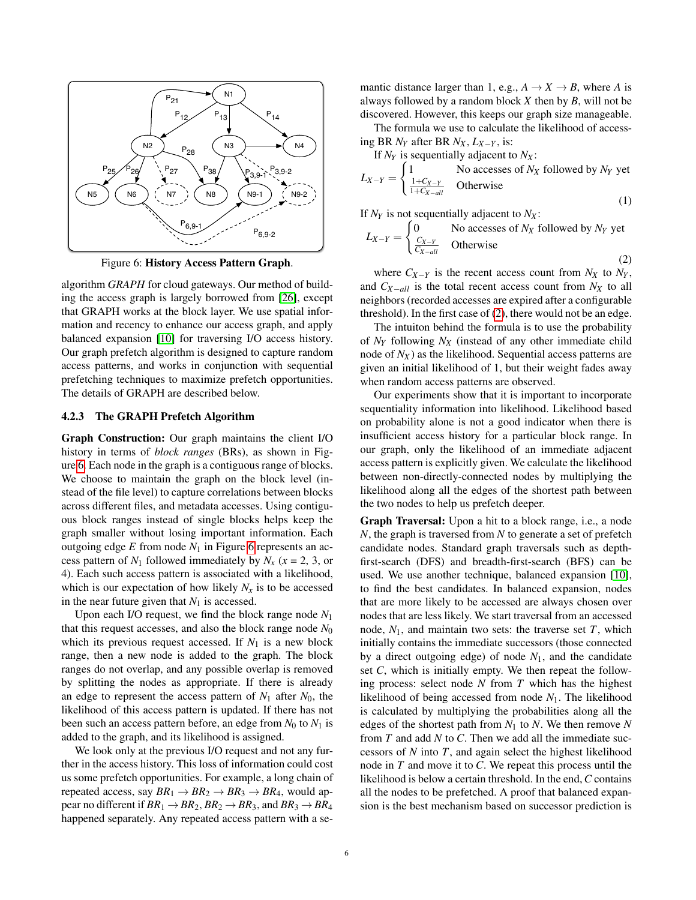Figure 6: **History Access Pattern Graph**.

algorithm *GRAPH* for cloud gateways. Our method of building the access graph is largely borrowed from [26], except that GRAPH works at the block layer. We use spatial information and recency to enhance our access graph, and apply balanced expansion [10] for traversing I/O access history. Our graph prefetch algorithm is designed to capture random access patterns, and works in conjunction with sequential prefetching techniques to maximize prefetch opportunities. The details of GRAPH are described below.

### 4.2.3 The GRAPH Prefetch Algorithm

**Graph Construction:** Our graph maintains the client I/O history in terms of *block ranges* (BRs), as shown in Figure 6. Each node in the graph is a contiguous range of blocks. We choose to maintain the graph on the block level (instead of the file level) to capture correlations between blocks across different files, and metadata accesses. Using contiguous block ranges instead of single blocks helps keep the graph smaller without losing important information. Each outgoing edge $E$ from node $N_1$ in Figure 6 represents an access pattern of $N_1$ followed immediately by $N_x$ ($x$ = 2, 3, or 4). Each such access pattern is associated with a likelihood, which is our expectation of how likely $N_x$ is to be accessed in the near future given that $N_1$ is accessed.

Upon each I/O request, we find the block range node $N_1$ that this request accesses, and also the block range node $N_0$ which its previous request accessed. If $N_1$ is a new block range, then a new node is added to the graph. The block ranges do not overlap, and any possible overlap is removed by splitting the nodes as appropriate. If there is already an edge to represent the access pattern of $N_1$ after $N_0$, the likelihood of this access pattern is updated. If there has not been such an access pattern before, an edge from $N_0$ to $N_1$ is added to the graph, and its likelihood is assigned.

We look only at the previous I/O request and not any further in the access history. This loss of information could cost us some prefetch opportunities. For example, a long chain of repeated access, say $BR_1 \rightarrow BR_2 \rightarrow BR_3 \rightarrow BR_4$, would appear no different if $BR_1 \rightarrow BR_2$, $BR_2 \rightarrow BR_3$, and $BR_3 \rightarrow BR_4$ happened separately. Any repeated access pattern with a semantic distance larger than 1, e.g., $A \rightarrow X \rightarrow B$, where $A$ is always followed by a random block $X$ then by $B$, will not be discovered. However, this keeps our graph size manageable.

The formula we use to calculate the likelihood of accessing BR $N_Y$ after BR $N_X$, $L_{X-Y}$, is:

If $N_Y$ is sequentially adjacent to $N_X$:

$$L_{X-Y} = \begin{cases} 1 & \text{No accesses of } N_X \text{ followed by } N_Y \text{ yet} \\ \frac{1+C_{X-Y}}{1+C_{X-all}} & \text{Otherwise} \end{cases} \tag{1}$$

If $N_Y$ is not sequentially adjacent to $N_X$:

$$L_{X-Y} = \begin{cases} 0 & \text{No accesses of } N_X \text{ followed by } N_Y \text{ yet} \\ \frac{C_{X-Y}}{C_{X-all}} & \text{Otherwise} \end{cases} \tag{2}$$

where $C_{X-Y}$ is the recent access count from $N_X$ to $N_Y$, and $C_{X-all}$ is the total recent access count from $N_X$ to all neighbors (recorded accesses are expired after a configurable threshold). In the first case of (2), there would not be an edge.

The intuiton behind the formula is to use the probability of $N_Y$ following $N_X$ (instead of any other immediate child node of $N_X$) as the likelihood. Sequential access patterns are given an initial likelihood of 1, but their weight fades away when random access patterns are observed.

Our experiments show that it is important to incorporate sequentiality information into likelihood. Likelihood based on probability alone is not a good indicator when there is insufficient access history for a particular block range. In our graph, only the likelihood of an immediate adjacent access pattern is explicitly given. We calculate the likelihood between non-directly-connected nodes by multiplying the likelihood along all the edges of the shortest path between the two nodes to help us prefetch deeper.

**Graph Traversal:** Upon a hit to a block range, i.e., a node $N$, the graph is traversed from $N$ to generate a set of prefetch candidate nodes. Standard graph traversals such as depth-first-search (DFS) and breadth-first-search (BFS) can be used. We use another technique, balanced expansion [10], to find the best candidates. In balanced expansion, nodes that are more likely to be accessed are always chosen over nodes that are less likely. We start traversal from an accessed node, $N_1$, and maintain two sets: the traverse set $T$, which initially contains the immediate successors (those connected by a direct outgoing edge) of node $N_1$, and the candidate set $C$, which is initially empty. We then repeat the following process: select node $N$ from $T$ which has the highest likelihood of being accessed from node $N_1$. The likelihood is calculated by multiplying the probabilities along all the edges of the shortest path from $N_1$ to $N$. We then remove $N$ from $T$ and add $N$ to $C$. Then we add all the immediate successors of $N$ into $T$, and again select the highest likelihood node in $T$ and move it to $C$. We repeat this process until the likelihood is below a certain threshold. In the end, $C$ contains all the nodes to be prefetched. A proof that balanced expansion is the best mechanism based on successor prediction is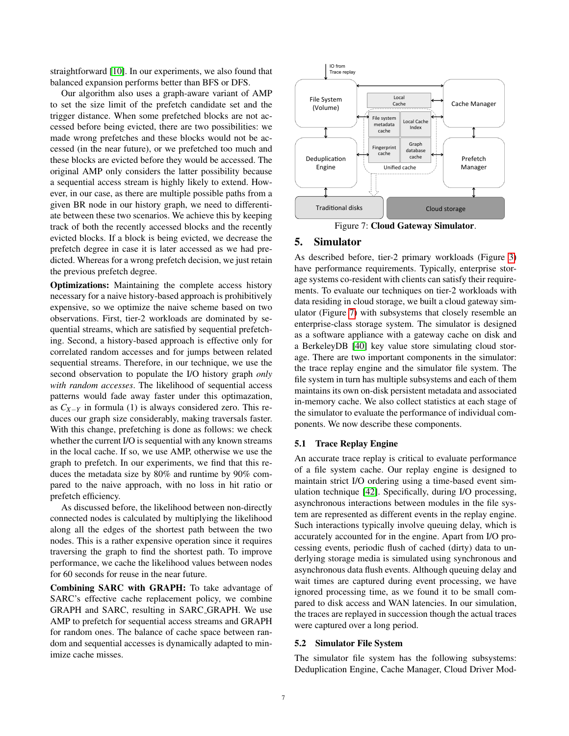straightforward [10]. In our experiments, we also found that balanced expansion performs better than BFS or DFS.

Our algorithm also uses a graph-aware variant of AMP to set the size limit of the prefetch candidate set and the trigger distance. When some prefetched blocks are not accessed before being evicted, there are two possibilities: we made wrong prefetches and these blocks would not be accessed (in the near future), or we prefetched too much and these blocks are evicted before they would be accessed. The original AMP only considers the latter possibility because a sequential access stream is highly likely to extend. However, in our case, as there are multiple possible paths from a given BR node in our history graph, we need to differentiate between these two scenarios. We achieve this by keeping track of both the recently accessed blocks and the recently evicted blocks. If a block is being evicted, we decrease the prefetch degree in case it is later accessed as we had predicted. Whereas for a wrong prefetch decision, we just retain the previous prefetch degree.

**Optimizations:** Maintaining the complete access history necessary for a naive history-based approach is prohibitively expensive, so we optimize the naive scheme based on two observations. First, tier-2 workloads are dominated by sequential streams, which are satisfied by sequential prefetching. Second, a history-based approach is effective only for correlated random accesses and for jumps between related sequential streams. Therefore, in our technique, we use the second observation to populate the I/O history graph *only with random accesses*. The likelihood of sequential access patterns would fade away faster under this optimazation, as $C_{X-Y}$ in formula (1) is always considered zero. This reduces our graph size considerably, making traversals faster. With this change, prefetching is done as follows: we check whether the current I/O is sequential with any known streams in the local cache. If so, we use AMP, otherwise we use the graph to prefetch. In our experiments, we find that this reduces the metadata size by 80% and runtime by 90% compared to the naive approach, with no loss in hit ratio or prefetch efficiency.

As discussed before, the likelihood between non-directly connected nodes is calculated by multiplying the likelihood along all the edges of the shortest path between the two nodes. This is a rather expensive operation since it requires traversing the graph to find the shortest path. To improve performance, we cache the likelihood values between nodes for 60 seconds for reuse in the near future.

**Combining SARC with GRAPH:** To take advantage of SARC's effective cache replacement policy, we combine GRAPH and SARC, resulting in SARC_GRAPH. We use AMP to prefetch for sequential access streams and GRAPH for random ones. The balance of cache space between random and sequential accesses is dynamically adapted to minimize cache misses.

Figure 7: **Cloud Gateway Simulator**.

## 5. Simulator

As described before, tier-2 primary workloads (Figure 3) have performance requirements. Typically, enterprise storage systems co-resident with clients can satisfy their requirements. To evaluate our techniques on tier-2 workloads with data residing in cloud storage, we built a cloud gateway simulator (Figure 7) with subsystems that closely resemble an enterprise-class storage system. The simulator is designed as a software appliance with a gateway cache on disk and a BerkeleyDB [40] key value store simulating cloud storage. There are two important components in the simulator: the trace replay engine and the simulator file system. The file system in turn has multiple subsystems and each of them maintains its own on-disk persistent metadata and associated in-memory cache. We also collect statistics at each stage of the simulator to evaluate the performance of individual components. We now describe these components.

### 5.1 Trace Replay Engine

An accurate trace replay is critical to evaluate performance of a file system cache. Our replay engine is designed to maintain strict I/O ordering using a time-based event simulation technique [42]. Specifically, during I/O processing, asynchronous interactions between modules in the file system are represented as different events in the replay engine. Such interactions typically involve queuing delay, which is accurately accounted for in the engine. Apart from I/O processing events, periodic flush of cached (dirty) data to underlying storage media is simulated using synchronous and asynchronous data flush events. Although queuing delay and wait times are captured during event processing, we have ignored processing time, as we found it to be small compared to disk access and WAN latencies. In our simulation, the traces are replayed in succession though the actual traces were captured over a long period.

### 5.2 Simulator File System

The simulator file system has the following subsystems: Deduplication Engine, Cache Manager, Cloud Driver Mod-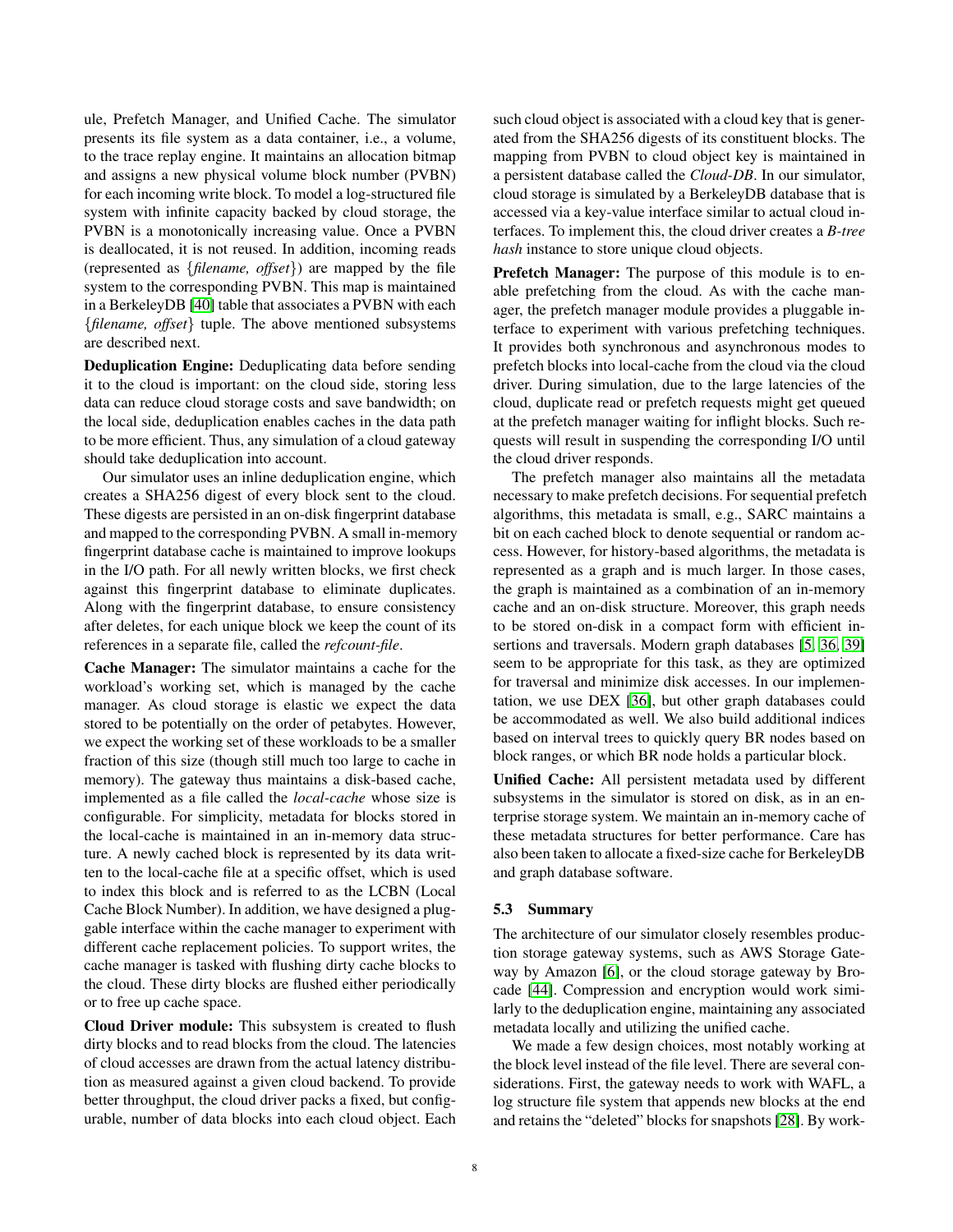ule, Prefetch Manager, and Unified Cache. The simulator presents its file system as a data container, i.e., a volume, to the trace replay engine. It maintains an allocation bitmap and assigns a new physical volume block number (PVBN) for each incoming write block. To model a log-structured file system with infinite capacity backed by cloud storage, the PVBN is a monotonically increasing value. Once a PVBN is deallocated, it is not reused. In addition, incoming reads (represented as {*filename, offset*}) are mapped by the file system to the corresponding PVBN. This map is maintained in a BerkeleyDB [40] table that associates a PVBN with each {*filename, offset*} tuple. The above mentioned subsystems are described next.

**Deduplication Engine:** Deduplicating data before sending it to the cloud is important: on the cloud side, storing less data can reduce cloud storage costs and save bandwidth; on the local side, deduplication enables caches in the data path to be more efficient. Thus, any simulation of a cloud gateway should take deduplication into account.

Our simulator uses an inline deduplication engine, which creates a SHA256 digest of every block sent to the cloud. These digests are persisted in an on-disk fingerprint database and mapped to the corresponding PVBN. A small in-memory fingerprint database cache is maintained to improve lookups in the I/O path. For all newly written blocks, we first check against this fingerprint database to eliminate duplicates. Along with the fingerprint database, to ensure consistency after deletes, for each unique block we keep the count of its references in a separate file, called the *refcount-file*.

**Cache Manager:** The simulator maintains a cache for the workload's working set, which is managed by the cache manager. As cloud storage is elastic we expect the data stored to be potentially on the order of petabytes. However, we expect the working set of these workloads to be a smaller fraction of this size (though still much too large to cache in memory). The gateway thus maintains a disk-based cache, implemented as a file called the *local-cache* whose size is configurable. For simplicity, metadata for blocks stored in the local-cache is maintained in an in-memory data structure. A newly cached block is represented by its data written to the local-cache file at a specific offset, which is used to index this block and is referred to as the LCBN (Local Cache Block Number). In addition, we have designed a pluggable interface within the cache manager to experiment with different cache replacement policies. To support writes, the cache manager is tasked with flushing dirty cache blocks to the cloud. These dirty blocks are flushed either periodically or to free up cache space.

**Cloud Driver module:** This subsystem is created to flush dirty blocks and to read blocks from the cloud. The latencies of cloud accesses are drawn from the actual latency distribution as measured against a given cloud backend. To provide better throughput, the cloud driver packs a fixed, but configurable, number of data blocks into each cloud object. Each such cloud object is associated with a cloud key that is generated from the SHA256 digests of its constituent blocks. The mapping from PVBN to cloud object key is maintained in a persistent database called the *Cloud-DB*. In our simulator, cloud storage is simulated by a BerkeleyDB database that is accessed via a key-value interface similar to actual cloud interfaces. To implement this, the cloud driver creates a *B-tree hash* instance to store unique cloud objects.

**Prefetch Manager:** The purpose of this module is to enable prefetching from the cloud. As with the cache manager, the prefetch manager module provides a pluggable interface to experiment with various prefetching techniques. It provides both synchronous and asynchronous modes to prefetch blocks into local-cache from the cloud via the cloud driver. During simulation, due to the large latencies of the cloud, duplicate read or prefetch requests might get queued at the prefetch manager waiting for inflight blocks. Such requests will result in suspending the corresponding I/O until the cloud driver responds.

The prefetch manager also maintains all the metadata necessary to make prefetch decisions. For sequential prefetch algorithms, this metadata is small, e.g., SARC maintains a bit on each cached block to denote sequential or random access. However, for history-based algorithms, the metadata is represented as a graph and is much larger. In those cases, the graph is maintained as a combination of an in-memory cache and an on-disk structure. Moreover, this graph needs to be stored on-disk in a compact form with efficient insertions and traversals. Modern graph databases [5, 36, 39] seem to be appropriate for this task, as they are optimized for traversal and minimize disk accesses. In our implementation, we use DEX [36], but other graph databases could be accommodated as well. We also build additional indices based on interval trees to quickly query BR nodes based on block ranges, or which BR node holds a particular block.

**Unified Cache:** All persistent metadata used by different subsystems in the simulator is stored on disk, as in an enterprise storage system. We maintain an in-memory cache of these metadata structures for better performance. Care has also been taken to allocate a fixed-size cache for BerkeleyDB and graph database software.

### 5.3 Summary

The architecture of our simulator closely resembles production storage gateway systems, such as AWS Storage Gateway by Amazon [6], or the cloud storage gateway by Brocade [44]. Compression and encryption would work similarly to the deduplication engine, maintaining any associated metadata locally and utilizing the unified cache.

We made a few design choices, most notably working at the block level instead of the file level. There are several considerations. First, the gateway needs to work with WAFL, a log structure file system that appends new blocks at the end and retains the "deleted" blocks for snapshots [28]. By work-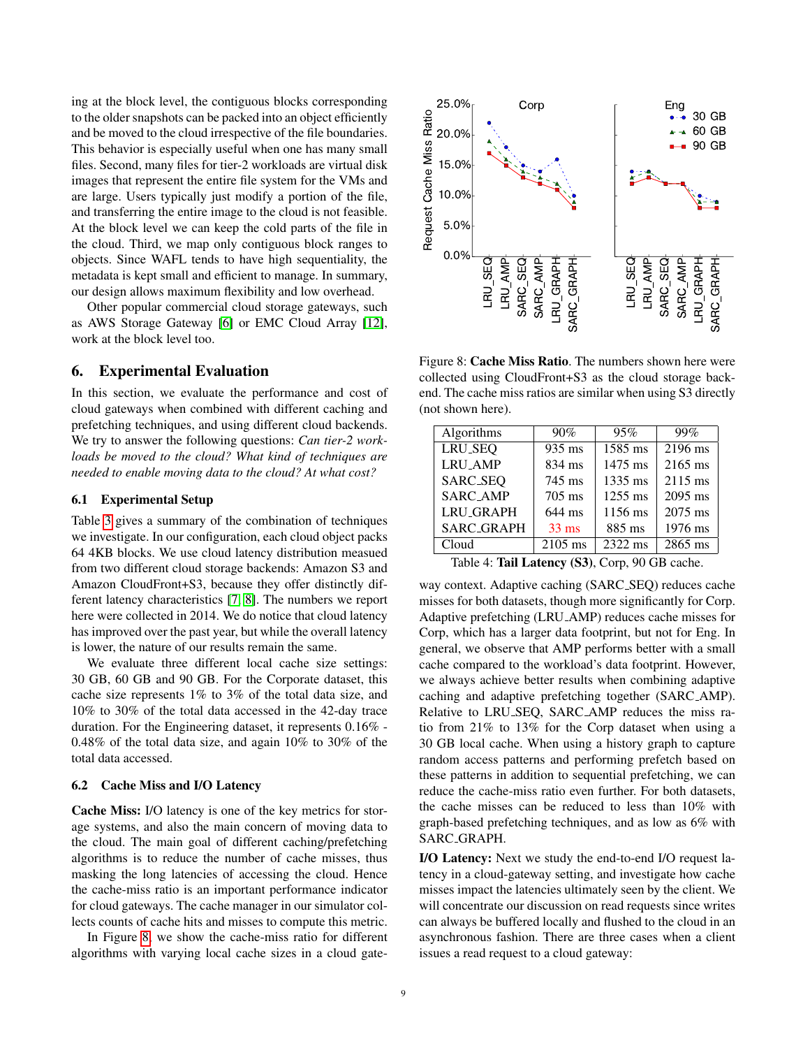ing at the block level, the contiguous blocks corresponding to the older snapshots can be packed into an object efficiently and be moved to the cloud irrespective of the file boundaries. This behavior is especially useful when one has many small files. Second, many files for tier-2 workloads are virtual disk images that represent the entire file system for the VMs and are large. Users typically just modify a portion of the file, and transferring the entire image to the cloud is not feasible. At the block level we can keep the cold parts of the file in the cloud. Third, we map only contiguous block ranges to objects. Since WAFL tends to have high sequentiality, the metadata is kept small and efficient to manage. In summary, our design allows maximum flexibility and low overhead.

Other popular commercial cloud storage gateways, such as AWS Storage Gateway [6] or EMC Cloud Array [12], work at the block level too.

## 6. Experimental Evaluation

In this section, we evaluate the performance and cost of cloud gateways when combined with different caching and prefetching techniques, and using different cloud backends. We try to answer the following questions: *Can tier-2 workloads be moved to the cloud? What kind of techniques are needed to enable moving data to the cloud? At what cost?*

### 6.1 Experimental Setup

Table 3 gives a summary of the combination of techniques we investigate. In our configuration, each cloud object packs 64 4KB blocks. We use cloud latency distribution measued from two different cloud storage backends: Amazon S3 and Amazon CloudFront+S3, because they offer distinctly different latency characteristics [7, 8]. The numbers we report here were collected in 2014. We do notice that cloud latency has improved over the past year, but while the overall latency is lower, the nature of our results remain the same.

We evaluate three different local cache size settings: 30 GB, 60 GB and 90 GB. For the Corporate dataset, this cache size represents 1% to 3% of the total data size, and 10% to 30% of the total data accessed in the 42-day trace duration. For the Engineering dataset, it represents 0.16% - 0.48% of the total data size, and again 10% to 30% of the total data accessed.

### 6.2 Cache Miss and I/O Latency

**Cache Miss:** I/O latency is one of the key metrics for storage systems, and also the main concern of moving data to the cloud. The main goal of different caching/prefetching algorithms is to reduce the number of cache misses, thus masking the long latencies of accessing the cloud. Hence the cache-miss ratio is an important performance indicator for cloud gateways. The cache manager in our simulator collects counts of cache hits and misses to compute this metric.

In Figure 8, we show the cache-miss ratio for different algorithms with varying local cache sizes in a cloud gateway context. Adaptive caching (SARC_SEQ) reduces cache misses for both datasets, though more significantly for Corp. Adaptive prefetching (LRU_AMP) reduces cache misses for Corp, which has a larger data footprint, but not for Eng. In general, we observe that AMP performs better with a small cache compared to the workload's data footprint. However, we always achieve better results when combining adaptive caching and adaptive prefetching together (SARC_AMP). Relative to LRU_SEQ, SARC_AMP reduces the miss ratio from 21% to 13% for the Corp dataset when using a 30 GB local cache. When using a history graph to capture random access patterns and performing prefetch based on these patterns in addition to sequential prefetching, we can reduce the cache-miss ratio even further. For both datasets, the cache misses can be reduced to less than 10% with graph-based prefetching techniques, and as low as 6% with SARC_GRAPH.

Figure 8: **Cache Miss Ratio**. The numbers shown here were collected using CloudFront+S3 as the cloud storage backend. The cache miss ratios are similar when using S3 directly (not shown here).

| Algorithms | 90% | 95% | 99% |
|---|---|---|---|
| LRU_SEQ | 935 ms | 1585 ms | 2196 ms |
| LRU_AMP | 834 ms | 1475 ms | 2165 ms |
| SARC_SEQ | 745 ms | 1335 ms | 2115 ms |
| SARC_AMP | 705 ms | 1255 ms | 2095 ms |
| LRU_GRAPH | 644 ms | 1156 ms | 2075 ms |
| SARC_GRAPH | 33 ms | 885 ms | 1976 ms |
| Cloud | 2105 ms | 2322 ms | 2865 ms |

Table 4: **Tail Latency (S3)**, Corp, 90 GB cache.

**I/O Latency:** Next we study the end-to-end I/O request latency in a cloud-gateway setting, and investigate how cache misses impact the latencies ultimately seen by the client. We will concentrate our discussion on read requests since writes can always be buffered locally and flushed to the cloud in an asynchronous fashion. There are three cases when a client issues a read request to a cloud gateway: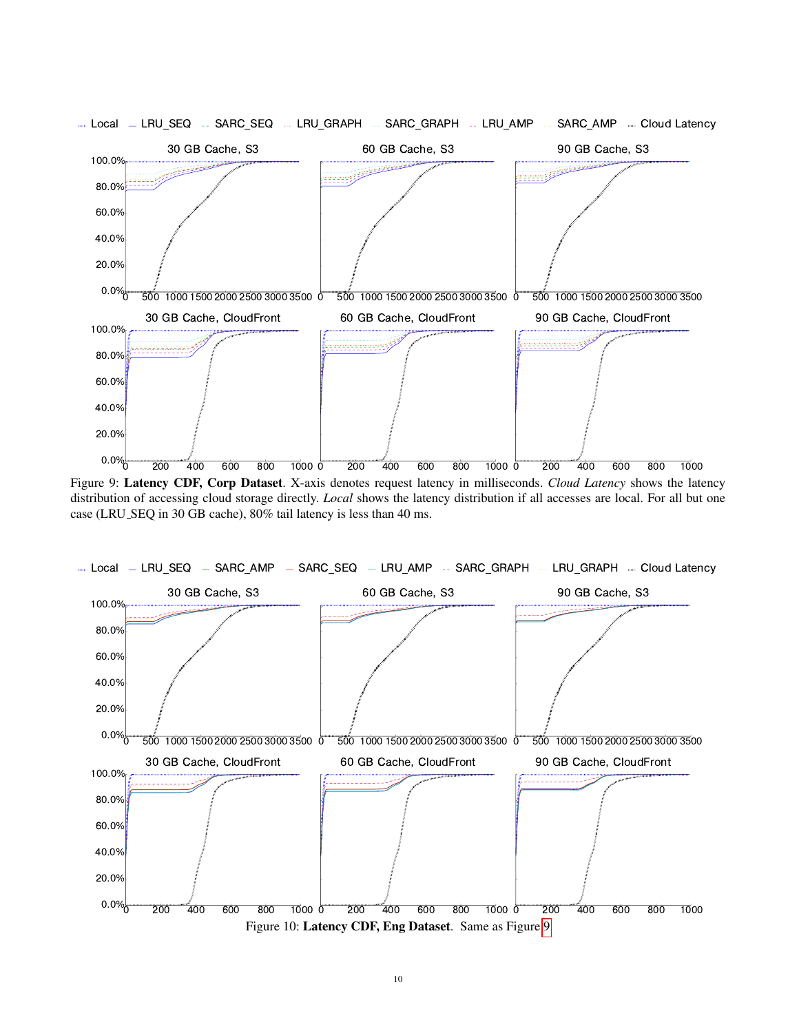Figure 9: **Latency CDF, Corp Dataset**. X-axis denotes request latency in milliseconds. *Cloud Latency* shows the latency distribution of accessing cloud storage directly. *Local* shows the latency distribution if all accesses are local. For all but one case (LRU_SEQ in 30 GB cache), 80% tail latency is less than 40 ms.

Figure 10: **Latency CDF, Eng Dataset**. Same as Figure 9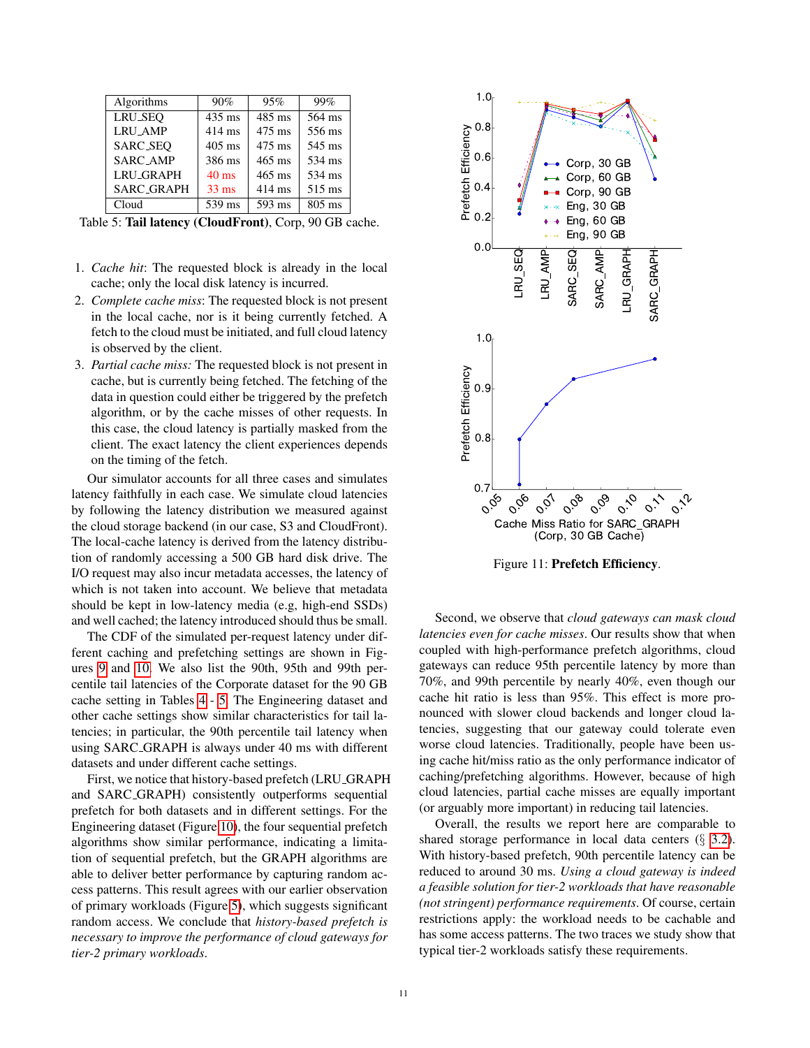| Algorithms | 90% | 95% | 99% |
|---|---|---|---|
| LRU_SEQ | 435 ms | 485 ms | 564 ms |
| LRU_AMP | 414 ms | 475 ms | 556 ms |
| SARC_SEQ | 405 ms | 475 ms | 545 ms |
| SARC_AMP | 386 ms | 465 ms | 534 ms |
| LRU_GRAPH | 40 ms | 465 ms | 534 ms |
| SARC_GRAPH | 33 ms | 414 ms | 515 ms |
| Cloud | 539 ms | 593 ms | 805 ms |

Table 5: **Tail latency (CloudFront)**, Corp, 90 GB cache.

1. *Cache hit*: The requested block is already in the local cache; only the local disk latency is incurred.
2. *Complete cache miss*: The requested block is not present in the local cache, nor is it being currently fetched. A fetch to the cloud must be initiated, and full cloud latency is observed by the client.
3. *Partial cache miss:* The requested block is not present in cache, but is currently being fetched. The fetching of the data in question could either be triggered by the prefetch algorithm, or by the cache misses of other requests. In this case, the cloud latency is partially masked from the client. The exact latency the client experiences depends on the timing of the fetch.

Our simulator accounts for all three cases and simulates latency faithfully in each case. We simulate cloud latencies by following the latency distribution we measured against the cloud storage backend (in our case, S3 and CloudFront). The local-cache latency is derived from the latency distribution of randomly accessing a 500 GB hard disk drive. The I/O request may also incur metadata accesses, the latency of which is not taken into account. We believe that metadata should be kept in low-latency media (e.g, high-end SSDs) and well cached; the latency introduced should thus be small.

The CDF of the simulated per-request latency under different caching and prefetching settings are shown in Figures 9 and 10. We also list the 90th, 95th and 99th percentile tail latencies of the Corporate dataset for the 90 GB cache setting in Tables 4 - 5. The Engineering dataset and other cache settings show similar characteristics for tail latencies; in particular, the 90th percentile tail latency when using SARC_GRAPH is always under 40 ms with different datasets and under different cache settings.

First, we notice that history-based prefetch (LRU_GRAPH and SARC_GRAPH) consistently outperforms sequential prefetch for both datasets and in different settings. For the Engineering dataset (Figure 10), the four sequential prefetch algorithms show similar performance, indicating a limitation of sequential prefetch, but the GRAPH algorithms are able to deliver better performance by capturing random access patterns. This result agrees with our earlier observation of primary workloads (Figure 5), which suggests significant random access. We conclude that *history-based prefetch is necessary to improve the performance of cloud gateways for tier-2 primary workloads*.

Figure 11: **Prefetch Efficiency**.

Second, we observe that *cloud gateways can mask cloud latencies even for cache misses*. Our results show that when coupled with high-performance prefetch algorithms, cloud gateways can reduce 95th percentile latency by more than 70%, and 99th percentile by nearly 40%, even though our cache hit ratio is less than 95%. This effect is more pronounced with slower cloud backends and longer cloud latencies, suggesting that our gateway could tolerate even worse cloud latencies. Traditionally, people have been using cache hit/miss ratio as the only performance indicator of caching/prefetching algorithms. However, because of high cloud latencies, partial cache misses are equally important (or arguably more important) in reducing tail latencies.

Overall, the results we report here are comparable to shared storage performance in local data centers (§ 3.2). With history-based prefetch, 90th percentile latency can be reduced to around 30 ms. *Using a cloud gateway is indeed a feasible solution for tier-2 workloads that have reasonable (not stringent) performance requirements*. Of course, certain restrictions apply: the workload needs to be cachable and has some access patterns. The two traces we study show that typical tier-2 workloads satisfy these requirements.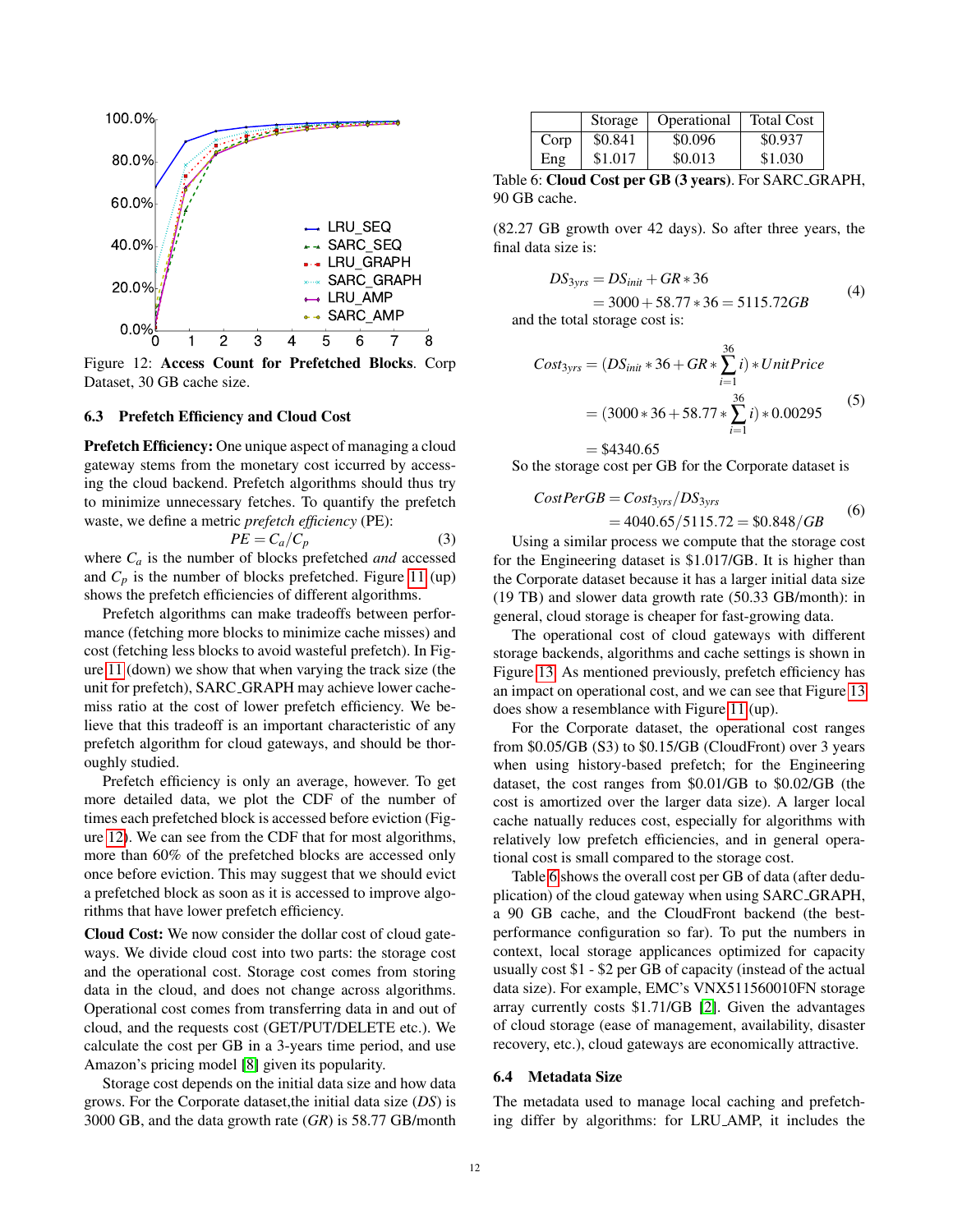Figure 12: **Access Count for Prefetched Blocks**. Corp Dataset, 30 GB cache size.

### 6.3 Prefetch Efficiency and Cloud Cost

**Prefetch Efficiency:** One unique aspect of managing a cloud gateway stems from the monetary cost iccurred by accessing the cloud backend. Prefetch algorithms should thus try to minimize unnecessary fetches. To quantify the prefetch waste, we define a metric *prefetch efficiency* (PE):

$$PE = C_a / C_p \tag{3}$$

where $C_a$ is the number of blocks prefetched *and* accessed and $C_p$ is the number of blocks prefetched. Figure 11 (up) shows the prefetch efficiencies of different algorithms.

Prefetch algorithms can make tradeoffs between performance (fetching more blocks to minimize cache misses) and cost (fetching less blocks to avoid wasteful prefetch). In Figure 11 (down) we show that when varying the track size (the unit for prefetch), SARC_GRAPH may achieve lower cache-miss ratio at the cost of lower prefetch efficiency. We believe that this tradeoff is an important characteristic of any prefetch algorithm for cloud gateways, and should be thoroughly studied.

Prefetch efficiency is only an average, however. To get more detailed data, we plot the CDF of the number of times each prefetched block is accessed before eviction (Figure 12). We can see from the CDF that for most algorithms, more than 60% of the prefetched blocks are accessed only once before eviction. This may suggest that we should evict a prefetched block as soon as it is accessed to improve algorithms that have lower prefetch efficiency.

**Cloud Cost:** We now consider the dollar cost of cloud gateways. We divide cloud cost into two parts: the storage cost and the operational cost. Storage cost comes from storing data in the cloud, and does not change across algorithms. Operational cost comes from transferring data in and out of cloud, and the requests cost (GET/PUT/DELETE etc.). We calculate the cost per GB in a 3-years time period, and use Amazon's pricing model [8] given its popularity.

Storage cost depends on the initial data size and how data grows. For the Corporate dataset,the initial data size ($DS$) is 3000 GB, and the data growth rate ($GR$) is 58.77 GB/month (82.27 GB growth over 42 days). So after three years, the final data size is:

$$\begin{aligned} DS_{3yrs} &= DS_{init} + GR * 36 \\ &= 3000 + 58.77 * 36 = 5115.72GB \end{aligned} \tag{4}$$

and the total storage cost is:

$$\begin{aligned} Cost_{3yrs} &= (DS_{init} * 36 + GR * \sum_{i=1}^{36} i) * UnitPrice \\ &= (3000 * 36 + 58.77 * \sum_{i=1}^{36} i) * 0.00295 \\ &= \$4340.65 \end{aligned} \tag{5}$$

So the storage cost per GB for the Corporate dataset is

$$\begin{aligned} CostPerGB &= Cost_{3yrs} / DS_{3yrs} \\ &= 4040.65 / 5115.72 = \$0.848/GB \end{aligned} \tag{6}$$

Using a similar process we compute that the storage cost for the Engineering dataset is $1.017/GB. It is higher than the Corporate dataset because it has a larger initial data size (19 TB) and slower data growth rate (50.33 GB/month): in general, cloud storage is cheaper for fast-growing data.

The operational cost of cloud gateways with different storage backends, algorithms and cache settings is shown in Figure 13. As mentioned previously, prefetch efficiency has an impact on operational cost, and we can see that Figure 13 does show a resemblance with Figure 11 (up).

For the Corporate dataset, the operational cost ranges from $0.05/GB (S3) to $0.15/GB (CloudFront) over 3 years when using history-based prefetch; for the Engineering dataset, the cost ranges from $0.01/GB to $0.02/GB (the cost is amortized over the larger data size). A larger local cache natually reduces cost, especially for algorithms with relatively low prefetch efficiencies, and in general operational cost is small compared to the storage cost.

|  | Storage | Operational | Total Cost |
|---|---|---|---|
| Corp | $0.841 | $0.096 | $0.937 |
| Eng | $1.017 | $0.013 | $1.030 |

Table 6: **Cloud Cost per GB (3 years)**. For SARC_GRAPH, 90 GB cache.

Table 6 shows the overall cost per GB of data (after deduplication) of the cloud gateway when using SARC_GRAPH, a 90 GB cache, and the CloudFront backend (the best-performance configuration so far). To put the numbers in context, local storage applicances optimized for capacity usually cost $1 - $2 per GB of capacity (instead of the actual data size). For example, EMC's VNX511560010FN storage array currently costs $1.71/GB [2]. Given the advantages of cloud storage (ease of management, availability, disaster recovery, etc.), cloud gateways are economically attractive.

### 6.4 Metadata Size

The metadata used to manage local caching and prefetching differ by algorithms: for LRU_AMP, it includes the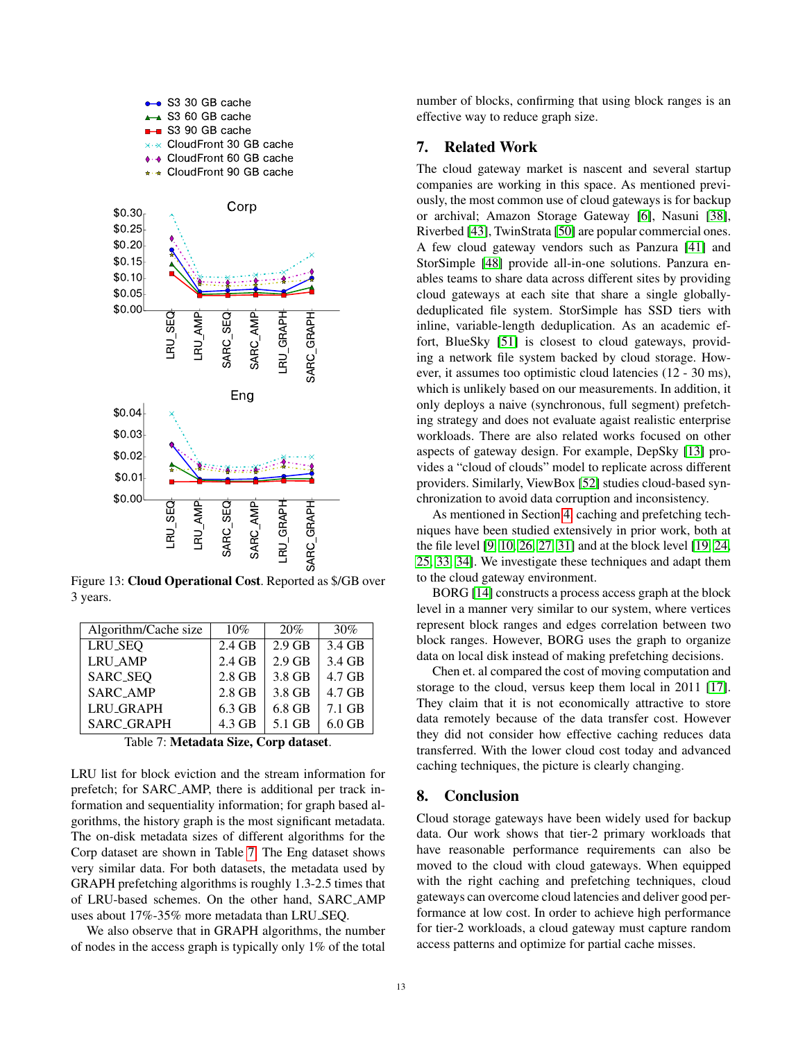Figure 13: **Cloud Operational Cost**. Reported as $/GB over 3 years.

| Algorithm/Cache size | 10% | 20% | 30% |
|---|---|---|---|
| LRU_SEQ | 2.4 GB | 2.9 GB | 3.4 GB |
| LRU_AMP | 2.4 GB | 2.9 GB | 3.4 GB |
| SARC_SEQ | 2.8 GB | 3.8 GB | 4.7 GB |
| SARC_AMP | 2.8 GB | 3.8 GB | 4.7 GB |
| LRU_GRAPH | 6.3 GB | 6.8 GB | 7.1 GB |
| SARC_GRAPH | 4.3 GB | 5.1 GB | 6.0 GB |

Table 7: **Metadata Size, Corp dataset**.

LRU list for block eviction and the stream information for prefetch; for SARC_AMP, there is additional per track information and sequentiality information; for graph based algorithms, the history graph is the most significant metadata. The on-disk metadata sizes of different algorithms for the Corp dataset are shown in Table 7. The Eng dataset shows very similar data. For both datasets, the metadata used by GRAPH prefetching algorithms is roughly 1.3-2.5 times that of LRU-based schemes. On the other hand, SARC_AMP uses about 17%-35% more metadata than LRU_SEQ.

We also observe that in GRAPH algorithms, the number of nodes in the access graph is typically only 1% of the total number of blocks, confirming that using block ranges is an effective way to reduce graph size.

## 7. Related Work

The cloud gateway market is nascent and several startup companies are working in this space. As mentioned previously, the most common use of cloud gateways is for backup or archival; Amazon Storage Gateway [6], Nasuni [38], Riverbed [43], TwinStrata [50] are popular commercial ones. A few cloud gateway vendors such as Panzura [41] and StorSimple [48] provide all-in-one solutions. Panzura enables teams to share data across different sites by providing cloud gateways at each site that share a single globally-deduplicated file system. StorSimple has SSD tiers with inline, variable-length deduplication. As an academic effort, BlueSky [51] is closest to cloud gateways, providing a network file system backed by cloud storage. However, it assumes too optimistic cloud latencies (12 - 30 ms), which is unlikely based on our measurements. In addition, it only deploys a naive (synchronous, full segment) prefetching strategy and does not evaluate agaist realistic enterprise workloads. There are also related works focused on other aspects of gateway design. For example, DepSky [13] provides a "cloud of clouds" model to replicate across different providers. Similarly, ViewBox [52] studies cloud-based synchronization to avoid data corruption and inconsistency.

As mentioned in Section 4, caching and prefetching techniques have been studied extensively in prior work, both at the file level [9, 10, 26, 27, 31] and at the block level [19, 24, 25, 33, 34]. We investigate these techniques and adapt them to the cloud gateway environment.

BORG [14] constructs a process access graph at the block level in a manner very similar to our system, where vertices represent block ranges and edges correlation between two block ranges. However, BORG uses the graph to organize data on local disk instead of making prefetching decisions.

Chen et. al compared the cost of moving computation and storage to the cloud, versus keep them local in 2011 [17]. They claim that it is not economically attractive to store data remotely because of the data transfer cost. However they did not consider how effective caching reduces data transferred. With the lower cloud cost today and advanced caching techniques, the picture is clearly changing.

## 8. Conclusion

Cloud storage gateways have been widely used for backup data. Our work shows that tier-2 primary workloads that have reasonable performance requirements can also be moved to the cloud with cloud gateways. When equipped with the right caching and prefetching techniques, cloud gateways can overcome cloud latencies and deliver good performance at low cost. In order to achieve high performance for tier-2 workloads, a cloud gateway must capture random access patterns and optimize for partial cache misses.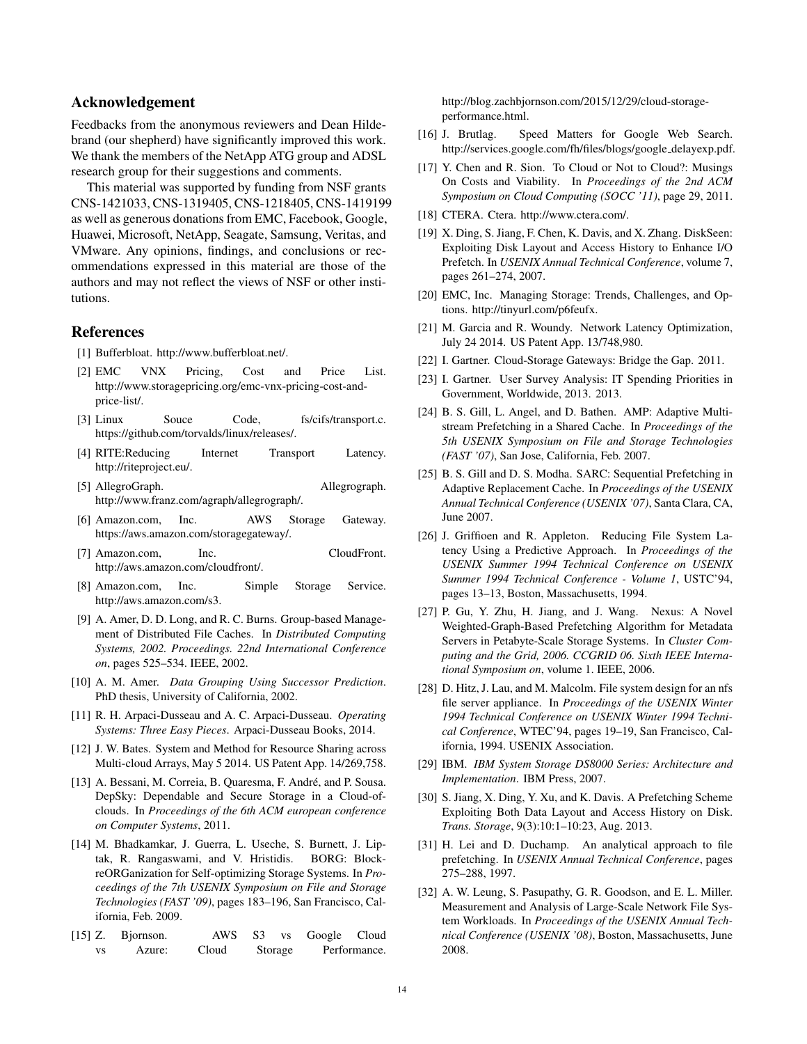## Acknowledgement

Feedbacks from the anonymous reviewers and Dean Hildebrand (our shepherd) have significantly improved this work. We thank the members of the NetApp ATG group and ADSL research group for their suggestions and comments.

This material was supported by funding from NSF grants CNS-1421033, CNS-1319405, CNS-1218405, CNS-1419199 as well as generous donations from EMC, Facebook, Google, Huawei, Microsoft, NetApp, Seagate, Samsung, Veritas, and VMware. Any opinions, findings, and conclusions or recommendations expressed in this material are those of the authors and may not reflect the views of NSF or other institutions.

## References

[1] Bufferbloat. http://www.bufferbloat.net/.

[2] EMC VNX Pricing, Cost and Price List. http://www.storagepricing.org/emc-vnx-pricing-cost-and-price-list/.

[3] Linux Souce Code, fs/cifs/transport.c. https://github.com/torvalds/linux/releases/.

[4] RITE:Reducing Internet Transport Latency. http://riteproject.eu/.

[5] AllegroGraph. Allegrograph. http://www.franz.com/agraph/allegrograph/.

[6] Amazon.com, Inc. AWS Storage Gateway. https://aws.amazon.com/storagegateway/.

[7] Amazon.com, Inc. CloudFront. http://aws.amazon.com/cloudfront/.

[8] Amazon.com, Inc. Simple Storage Service. http://aws.amazon.com/s3.

[9] A. Amer, D. D. Long, and R. C. Burns. Group-based Management of Distributed File Caches. In *Distributed Computing Systems, 2002. Proceedings. 22nd International Conference on*, pages 525–534. IEEE, 2002.

[10] A. M. Amer. *Data Grouping Using Successor Prediction*. PhD thesis, University of California, 2002.

[11] R. H. Arpaci-Dusseau and A. C. Arpaci-Dusseau. *Operating Systems: Three Easy Pieces*. Arpaci-Dusseau Books, 2014.

[12] J. W. Bates. System and Method for Resource Sharing across Multi-cloud Arrays, May 5 2014. US Patent App. 14/269,758.

[13] A. Bessani, M. Correia, B. Quaresma, F. André, and P. Sousa. DepSky: Dependable and Secure Storage in a Cloud-of-clouds. In *Proceedings of the 6th ACM european conference on Computer Systems*, 2011.

[14] M. Bhadkamkar, J. Guerra, L. Useche, S. Burnett, J. Liptak, R. Rangaswami, and V. Hristidis. BORG: Block-reORGanization for Self-optimizing Storage Systems. In *Proceedings of the 7th USENIX Symposium on File and Storage Technologies (FAST '09)*, pages 183–196, San Francisco, California, Feb. 2009.

[15] Z. Bjornson. AWS S3 vs Google Cloud vs Azure: Cloud Storage Performance. http://blog.zachbjornson.com/2015/12/29/cloud-storage-performance.html.

[16] J. Brutlag. Speed Matters for Google Web Search. http://services.google.com/fh/files/blogs/google_delayexp.pdf.

[17] Y. Chen and R. Sion. To Cloud or Not to Cloud?: Musings On Costs and Viability. In *Proceedings of the 2nd ACM Symposium on Cloud Computing (SOCC '11)*, page 29, 2011.

[18] CTERA. Ctera. http://www.ctera.com/.

[19] X. Ding, S. Jiang, F. Chen, K. Davis, and X. Zhang. DiskSeen: Exploiting Disk Layout and Access History to Enhance I/O Prefetch. In *USENIX Annual Technical Conference*, volume 7, pages 261–274, 2007.

[20] EMC, Inc. Managing Storage: Trends, Challenges, and Options. http://tinyurl.com/p6feufx.

[21] M. Garcia and R. Woundy. Network Latency Optimization, July 24 2014. US Patent App. 13/748,980.

[22] I. Gartner. Cloud-Storage Gateways: Bridge the Gap. 2011.

[23] I. Gartner. User Survey Analysis: IT Spending Priorities in Government, Worldwide, 2013. 2013.

[24] B. S. Gill, L. Angel, and D. Bathen. AMP: Adaptive Multi-stream Prefetching in a Shared Cache. In *Proceedings of the 5th USENIX Symposium on File and Storage Technologies (FAST '07)*, San Jose, California, Feb. 2007.

[25] B. S. Gill and D. S. Modha. SARC: Sequential Prefetching in Adaptive Replacement Cache. In *Proceedings of the USENIX Annual Technical Conference (USENIX '07)*, Santa Clara, CA, June 2007.

[26] J. Griffioen and R. Appleton. Reducing File System Latency Using a Predictive Approach. In *Proceedings of the USENIX Summer 1994 Technical Conference on USENIX Summer 1994 Technical Conference - Volume 1*, USTC'94, pages 13–13, Boston, Massachusetts, 1994.

[27] P. Gu, Y. Zhu, H. Jiang, and J. Wang. Nexus: A Novel Weighted-Graph-Based Prefetching Algorithm for Metadata Servers in Petabyte-Scale Storage Systems. In *Cluster Computing and the Grid, 2006. CCGRID 06. Sixth IEEE International Symposium on*, volume 1. IEEE, 2006.

[28] D. Hitz, J. Lau, and M. Malcolm. File system design for an nfs file server appliance. In *Proceedings of the USENIX Winter 1994 Technical Conference on USENIX Winter 1994 Technical Conference*, WTEC'94, pages 19–19, San Francisco, California, 1994. USENIX Association.

[29] IBM. *IBM System Storage DS8000 Series: Architecture and Implementation*. IBM Press, 2007.

[30] S. Jiang, X. Ding, Y. Xu, and K. Davis. A Prefetching Scheme Exploiting Both Data Layout and Access History on Disk. *Trans. Storage*, 9(3):10:1–10:23, Aug. 2013.

[31] H. Lei and D. Duchamp. An analytical approach to file prefetching. In *USENIX Annual Technical Conference*, pages 275–288, 1997.

[32] A. W. Leung, S. Pasupathy, G. R. Goodson, and E. L. Miller. Measurement and Analysis of Large-Scale Network File System Workloads. In *Proceedings of the USENIX Annual Technical Conference (USENIX '08)*, Boston, Massachusetts, June 2008.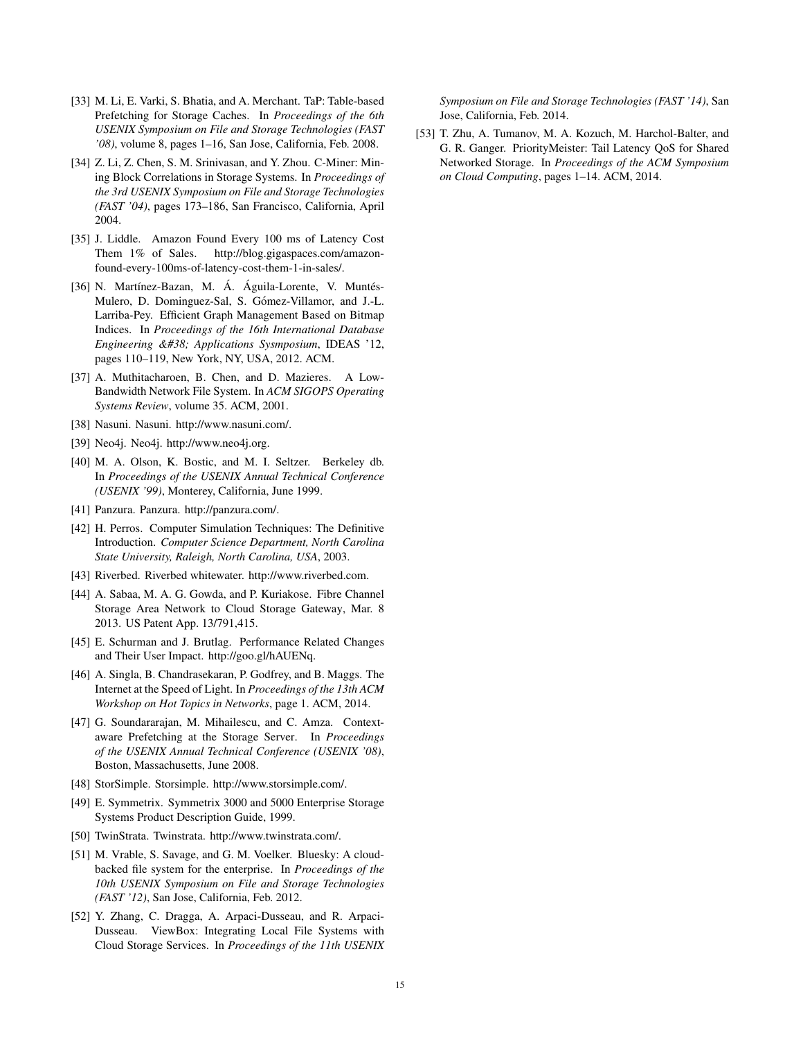[33] M. Li, E. Varki, S. Bhatia, and A. Merchant. TaP: Table-based Prefetching for Storage Caches. In *Proceedings of the 6th USENIX Symposium on File and Storage Technologies (FAST '08)*, volume 8, pages 1–16, San Jose, California, Feb. 2008.

[34] Z. Li, Z. Chen, S. M. Srinivasan, and Y. Zhou. C-Miner: Mining Block Correlations in Storage Systems. In *Proceedings of the 3rd USENIX Symposium on File and Storage Technologies (FAST '04)*, pages 173–186, San Francisco, California, April 2004.

[35] J. Liddle. Amazon Found Every 100 ms of Latency Cost Them 1% of Sales. http://blog.gigaspaces.com/amazon-found-every-100ms-of-latency-cost-them-1-in-sales/.

[36] N. Martínez-Bazan, M. Á. Águila-Lorente, V. Muntés-Mulero, D. Dominguez-Sal, S. Gómez-Villamor, and J.-L. Larriba-Pey. Efficient Graph Management Based on Bitmap Indices. In *Proceedings of the 16th International Database Engineering &#38; Applications Sysmposium*, IDEAS '12, pages 110–119, New York, NY, USA, 2012. ACM.

[37] A. Muthitacharoen, B. Chen, and D. Mazieres. A Low-Bandwidth Network File System. In *ACM SIGOPS Operating Systems Review*, volume 35. ACM, 2001.

[38] Nasuni. Nasuni. http://www.nasuni.com/.

[39] Neo4j. Neo4j. http://www.neo4j.org.

[40] M. A. Olson, K. Bostic, and M. I. Seltzer. Berkeley db. In *Proceedings of the USENIX Annual Technical Conference (USENIX '99)*, Monterey, California, June 1999.

[41] Panzura. Panzura. http://panzura.com/.

[42] H. Perros. Computer Simulation Techniques: The Definitive Introduction. *Computer Science Department, North Carolina State University, Raleigh, North Carolina, USA*, 2003.

[43] Riverbed. Riverbed whitewater. http://www.riverbed.com.

[44] A. Sabaa, M. A. G. Gowda, and P. Kuriakose. Fibre Channel Storage Area Network to Cloud Storage Gateway, Mar. 8 2013. US Patent App. 13/791,415.

[45] E. Schurman and J. Brutlag. Performance Related Changes and Their User Impact. http://goo.gl/hAUENq.

[46] A. Singla, B. Chandrasekaran, P. Godfrey, and B. Maggs. The Internet at the Speed of Light. In *Proceedings of the 13th ACM Workshop on Hot Topics in Networks*, page 1. ACM, 2014.

[47] G. Soundararajan, M. Mihailescu, and C. Amza. Context-aware Prefetching at the Storage Server. In *Proceedings of the USENIX Annual Technical Conference (USENIX '08)*, Boston, Massachusetts, June 2008.

[48] StorSimple. Storsimple. http://www.storsimple.com/.

[49] E. Symmetrix. Symmetrix 3000 and 5000 Enterprise Storage Systems Product Description Guide, 1999.

[50] TwinStrata. Twinstrata. http://www.twinstrata.com/.

[51] M. Vrable, S. Savage, and G. M. Voelker. Bluesky: A cloud-backed file system for the enterprise. In *Proceedings of the 10th USENIX Symposium on File and Storage Technologies (FAST '12)*, San Jose, California, Feb. 2012.

[52] Y. Zhang, C. Dragga, A. Arpaci-Dusseau, and R. Arpaci-Dusseau. ViewBox: Integrating Local File Systems with Cloud Storage Services. In *Proceedings of the 11th USENIX Symposium on File and Storage Technologies (FAST '14)*, San Jose, California, Feb. 2014.

[53] T. Zhu, A. Tumanov, M. A. Kozuch, M. Harchol-Balter, and G. R. Ganger. PriorityMeister: Tail Latency QoS for Shared Networked Storage. In *Proceedings of the ACM Symposium on Cloud Computing*, pages 1–14. ACM, 2014.